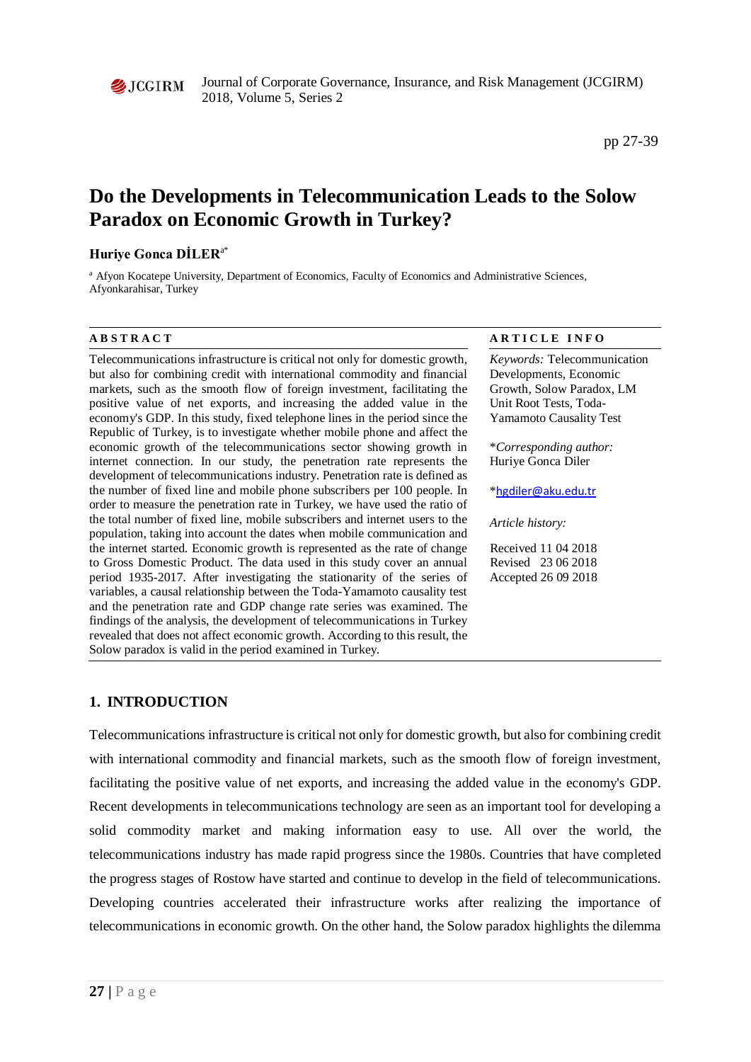# Do the Developments in Telecommunication Leads to the Solow Paradox on Economic Growth in Turkey?

**Huriye Gonca DİLER**[a*]

[a] Afyon Kocatepe University, Department of Economics, Faculty of Economics and Administrative Sciences, Afyonkarahisar, Turkey

**ABSTRACT**

Telecommunications infrastructure is critical not only for domestic growth, but also for combining credit with international commodity and financial markets, such as the smooth flow of foreign investment, facilitating the positive value of net exports, and increasing the added value in the economy's GDP. In this study, fixed telephone lines in the period since the Republic of Turkey, is to investigate whether mobile phone and affect the economic growth of the telecommunications sector showing growth in internet connection. In our study, the penetration rate represents the development of telecommunications industry. Penetration rate is defined as the number of fixed line and mobile phone subscribers per 100 people. In order to measure the penetration rate in Turkey, we have used the ratio of the total number of fixed line, mobile subscribers and internet users to the population, taking into account the dates when mobile communication and the internet started. Economic growth is represented as the rate of change to Gross Domestic Product. The data used in this study cover an annual period 1935-2017. After investigating the stationarity of the series of variables, a causal relationship between the Toda-Yamamoto causality test and the penetration rate and GDP change rate series was examined. The findings of the analysis, the development of telecommunications in Turkey revealed that does not affect economic growth. According to this result, the Solow paradox is valid in the period examined in Turkey.

**ARTICLE INFO**

*Keywords:* Telecommunication Developments, Economic Growth, Solow Paradox, LM Unit Root Tests, Toda-Yamamoto Causality Test

**Corresponding author:* Huriye Gonca Diler

*hgdiler@aku.edu.tr

*Article history:*

Received 11 04 2018
Revised 23 06 2018
Accepted 26 09 2018

## 1. INTRODUCTION

Telecommunications infrastructure is critical not only for domestic growth, but also for combining credit with international commodity and financial markets, such as the smooth flow of foreign investment, facilitating the positive value of net exports, and increasing the added value in the economy's GDP. Recent developments in telecommunications technology are seen as an important tool for developing a solid commodity market and making information easy to use. All over the world, the telecommunications industry has made rapid progress since the 1980s. Countries that have completed the progress stages of Rostow have started and continue to develop in the field of telecommunications. Developing countries accelerated their infrastructure works after realizing the importance of telecommunications in economic growth. On the other hand, the Solow paradox highlights the dilemma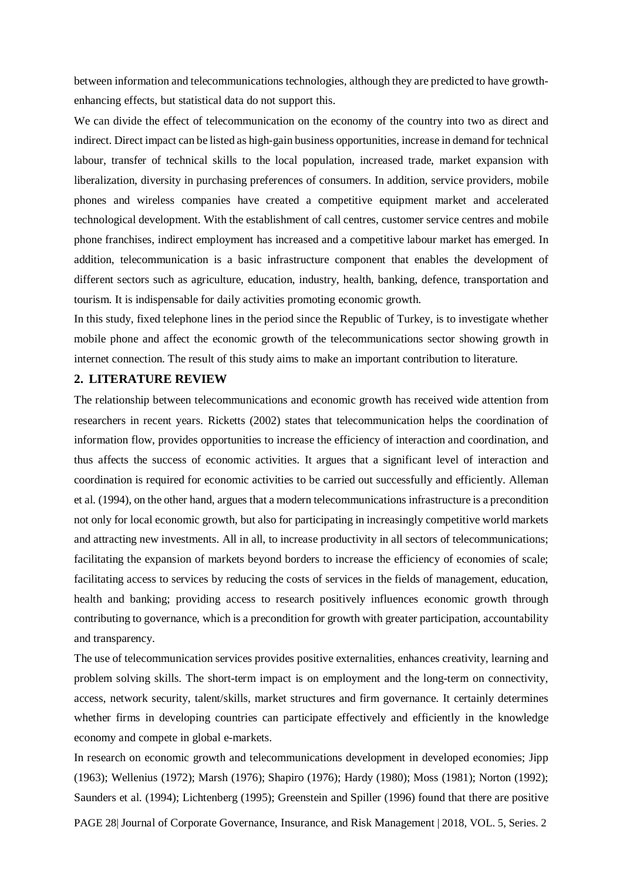between information and telecommunications technologies, although they are predicted to have growth-enhancing effects, but statistical data do not support this.

We can divide the effect of telecommunication on the economy of the country into two as direct and indirect. Direct impact can be listed as high-gain business opportunities, increase in demand for technical labour, transfer of technical skills to the local population, increased trade, market expansion with liberalization, diversity in purchasing preferences of consumers. In addition, service providers, mobile phones and wireless companies have created a competitive equipment market and accelerated technological development. With the establishment of call centres, customer service centres and mobile phone franchises, indirect employment has increased and a competitive labour market has emerged. In addition, telecommunication is a basic infrastructure component that enables the development of different sectors such as agriculture, education, industry, health, banking, defence, transportation and tourism. It is indispensable for daily activities promoting economic growth.

In this study, fixed telephone lines in the period since the Republic of Turkey, is to investigate whether mobile phone and affect the economic growth of the telecommunications sector showing growth in internet connection. The result of this study aims to make an important contribution to literature.

## 2. LITERATURE REVIEW

The relationship between telecommunications and economic growth has received wide attention from researchers in recent years. Ricketts (2002) states that telecommunication helps the coordination of information flow, provides opportunities to increase the efficiency of interaction and coordination, and thus affects the success of economic activities. It argues that a significant level of interaction and coordination is required for economic activities to be carried out successfully and efficiently. Alleman et al. (1994), on the other hand, argues that a modern telecommunications infrastructure is a precondition not only for local economic growth, but also for participating in increasingly competitive world markets and attracting new investments. All in all, to increase productivity in all sectors of telecommunications; facilitating the expansion of markets beyond borders to increase the efficiency of economies of scale; facilitating access to services by reducing the costs of services in the fields of management, education, health and banking; providing access to research positively influences economic growth through contributing to governance, which is a precondition for growth with greater participation, accountability and transparency.

The use of telecommunication services provides positive externalities, enhances creativity, learning and problem solving skills. The short-term impact is on employment and the long-term on connectivity, access, network security, talent/skills, market structures and firm governance. It certainly determines whether firms in developing countries can participate effectively and efficiently in the knowledge economy and compete in global e-markets.

In research on economic growth and telecommunications development in developed economies; Jipp (1963); Wellenius (1972); Marsh (1976); Shapiro (1976); Hardy (1980); Moss (1981); Norton (1992); Saunders et al. (1994); Lichtenberg (1995); Greenstein and Spiller (1996) found that there are positive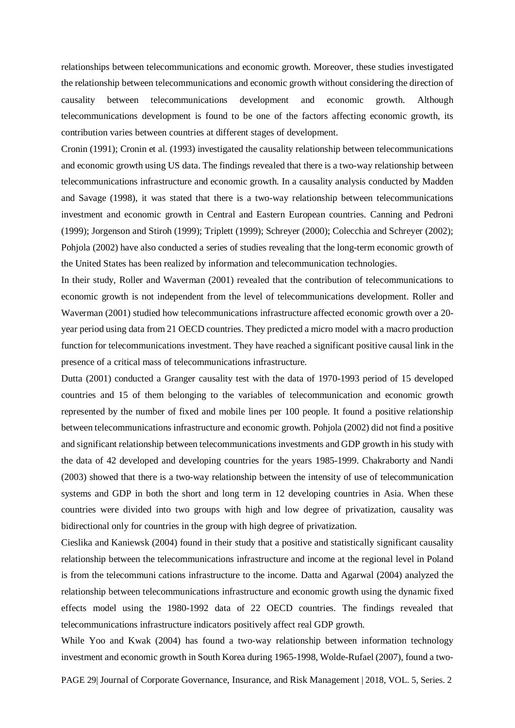relationships between telecommunications and economic growth. Moreover, these studies investigated the relationship between telecommunications and economic growth without considering the direction of causality between telecommunications development and economic growth. Although telecommunications development is found to be one of the factors affecting economic growth, its contribution varies between countries at different stages of development.

Cronin (1991); Cronin et al. (1993) investigated the causality relationship between telecommunications and economic growth using US data. The findings revealed that there is a two-way relationship between telecommunications infrastructure and economic growth. In a causality analysis conducted by Madden and Savage (1998), it was stated that there is a two-way relationship between telecommunications investment and economic growth in Central and Eastern European countries. Canning and Pedroni (1999); Jorgenson and Stiroh (1999); Triplett (1999); Schreyer (2000); Colecchia and Schreyer (2002); Pohjola (2002) have also conducted a series of studies revealing that the long-term economic growth of the United States has been realized by information and telecommunication technologies.

In their study, Roller and Waverman (2001) revealed that the contribution of telecommunications to economic growth is not independent from the level of telecommunications development. Roller and Waverman (2001) studied how telecommunications infrastructure affected economic growth over a 20-year period using data from 21 OECD countries. They predicted a micro model with a macro production function for telecommunications investment. They have reached a significant positive causal link in the presence of a critical mass of telecommunications infrastructure.

Dutta (2001) conducted a Granger causality test with the data of 1970-1993 period of 15 developed countries and 15 of them belonging to the variables of telecommunication and economic growth represented by the number of fixed and mobile lines per 100 people. It found a positive relationship between telecommunications infrastructure and economic growth. Pohjola (2002) did not find a positive and significant relationship between telecommunications investments and GDP growth in his study with the data of 42 developed and developing countries for the years 1985-1999. Chakraborty and Nandi (2003) showed that there is a two-way relationship between the intensity of use of telecommunication systems and GDP in both the short and long term in 12 developing countries in Asia. When these countries were divided into two groups with high and low degree of privatization, causality was bidirectional only for countries in the group with high degree of privatization.

Cieslika and Kaniewsk (2004) found in their study that a positive and statistically significant causality relationship between the telecommunications infrastructure and income at the regional level in Poland is from the telecommuni cations infrastructure to the income. Datta and Agarwal (2004) analyzed the relationship between telecommunications infrastructure and economic growth using the dynamic fixed effects model using the 1980-1992 data of 22 OECD countries. The findings revealed that telecommunications infrastructure indicators positively affect real GDP growth.

While Yoo and Kwak (2004) has found a two-way relationship between information technology investment and economic growth in South Korea during 1965-1998, Wolde-Rufael (2007), found a two-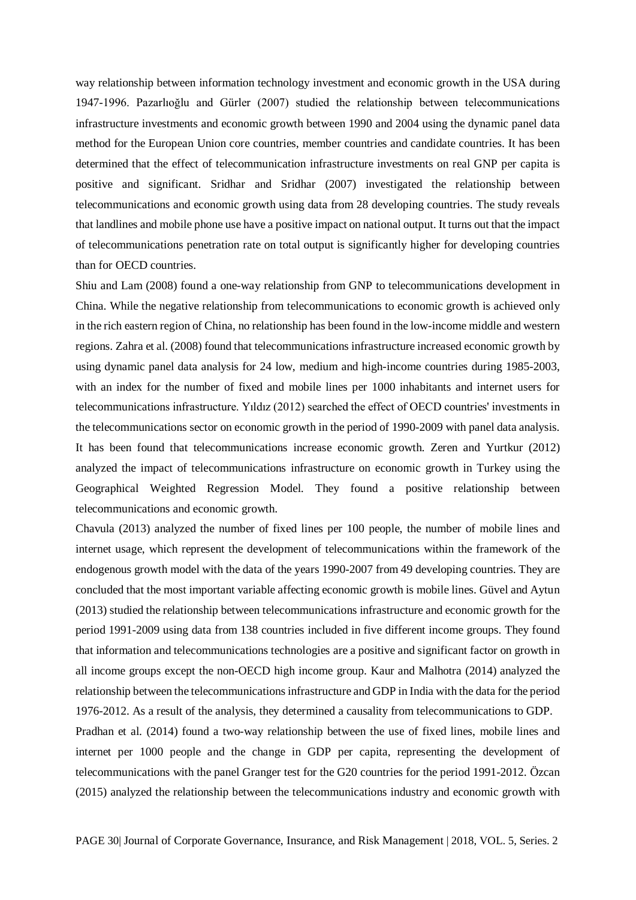way relationship between information technology investment and economic growth in the USA during 1947-1996. Pazarlıoğlu and Gürler (2007) studied the relationship between telecommunications infrastructure investments and economic growth between 1990 and 2004 using the dynamic panel data method for the European Union core countries, member countries and candidate countries. It has been determined that the effect of telecommunication infrastructure investments on real GNP per capita is positive and significant. Sridhar and Sridhar (2007) investigated the relationship between telecommunications and economic growth using data from 28 developing countries. The study reveals that landlines and mobile phone use have a positive impact on national output. It turns out that the impact of telecommunications penetration rate on total output is significantly higher for developing countries than for OECD countries.

Shiu and Lam (2008) found a one-way relationship from GNP to telecommunications development in China. While the negative relationship from telecommunications to economic growth is achieved only in the rich eastern region of China, no relationship has been found in the low-income middle and western regions. Zahra et al. (2008) found that telecommunications infrastructure increased economic growth by using dynamic panel data analysis for 24 low, medium and high-income countries during 1985-2003, with an index for the number of fixed and mobile lines per 1000 inhabitants and internet users for telecommunications infrastructure. Yıldız (2012) searched the effect of OECD countries' investments in the telecommunications sector on economic growth in the period of 1990-2009 with panel data analysis. It has been found that telecommunications increase economic growth. Zeren and Yurtkur (2012) analyzed the impact of telecommunications infrastructure on economic growth in Turkey using the Geographical Weighted Regression Model. They found a positive relationship between telecommunications and economic growth.

Chavula (2013) analyzed the number of fixed lines per 100 people, the number of mobile lines and internet usage, which represent the development of telecommunications within the framework of the endogenous growth model with the data of the years 1990-2007 from 49 developing countries. They are concluded that the most important variable affecting economic growth is mobile lines. Güvel and Aytun (2013) studied the relationship between telecommunications infrastructure and economic growth for the period 1991-2009 using data from 138 countries included in five different income groups. They found that information and telecommunications technologies are a positive and significant factor on growth in all income groups except the non-OECD high income group. Kaur and Malhotra (2014) analyzed the relationship between the telecommunications infrastructure and GDP in India with the data for the period 1976-2012. As a result of the analysis, they determined a causality from telecommunications to GDP.

Pradhan et al. (2014) found a two-way relationship between the use of fixed lines, mobile lines and internet per 1000 people and the change in GDP per capita, representing the development of telecommunications with the panel Granger test for the G20 countries for the period 1991-2012. Özcan (2015) analyzed the relationship between the telecommunications industry and economic growth with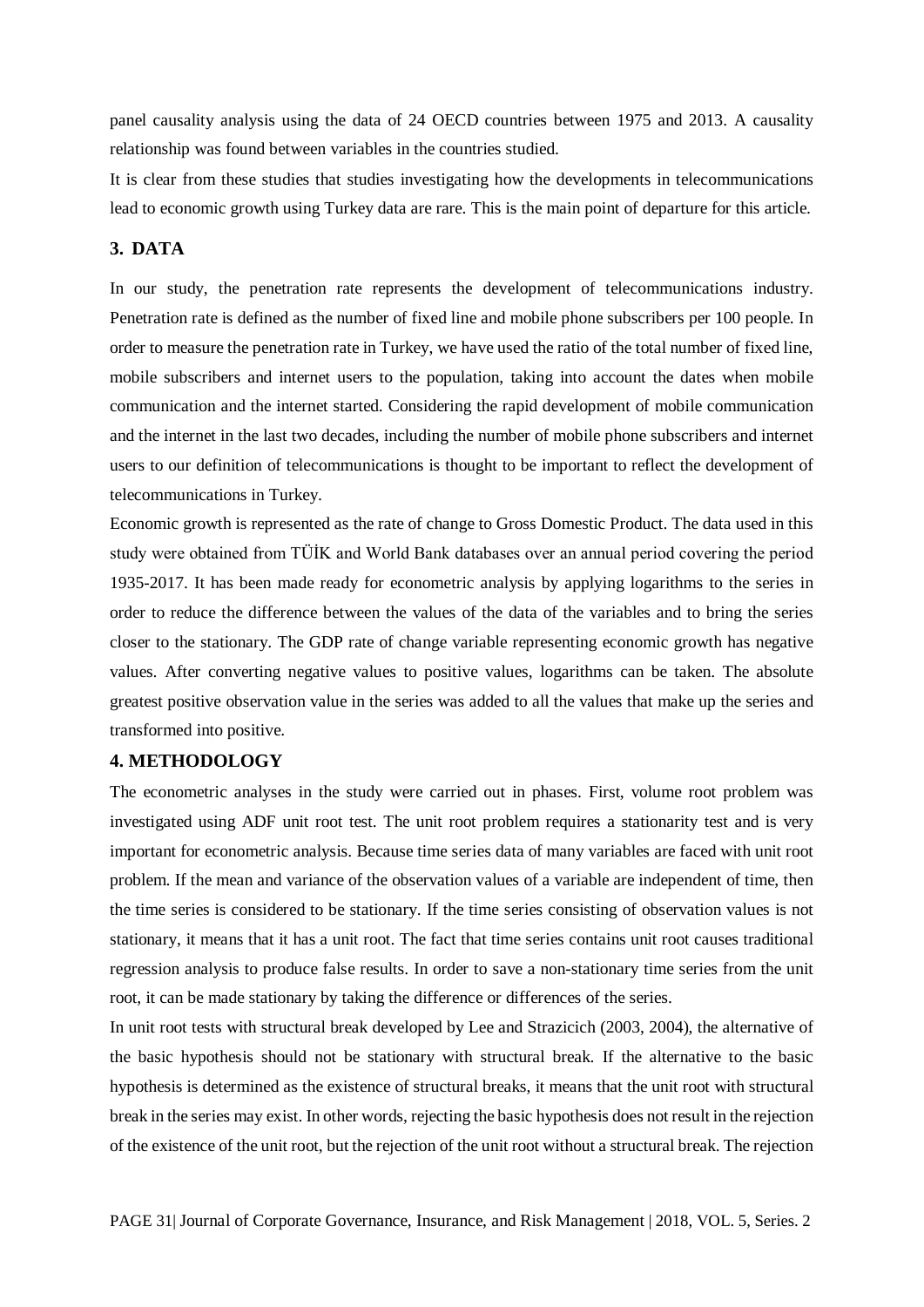panel causality analysis using the data of 24 OECD countries between 1975 and 2013. A causality relationship was found between variables in the countries studied.

It is clear from these studies that studies investigating how the developments in telecommunications lead to economic growth using Turkey data are rare. This is the main point of departure for this article.

## 3. DATA

In our study, the penetration rate represents the development of telecommunications industry. Penetration rate is defined as the number of fixed line and mobile phone subscribers per 100 people. In order to measure the penetration rate in Turkey, we have used the ratio of the total number of fixed line, mobile subscribers and internet users to the population, taking into account the dates when mobile communication and the internet started. Considering the rapid development of mobile communication and the internet in the last two decades, including the number of mobile phone subscribers and internet users to our definition of telecommunications is thought to be important to reflect the development of telecommunications in Turkey.

Economic growth is represented as the rate of change to Gross Domestic Product. The data used in this study were obtained from TÜİK and World Bank databases over an annual period covering the period 1935-2017. It has been made ready for econometric analysis by applying logarithms to the series in order to reduce the difference between the values of the data of the variables and to bring the series closer to the stationary. The GDP rate of change variable representing economic growth has negative values. After converting negative values to positive values, logarithms can be taken. The absolute greatest positive observation value in the series was added to all the values that make up the series and transformed into positive.

## 4. METHODOLOGY

The econometric analyses in the study were carried out in phases. First, volume root problem was investigated using ADF unit root test. The unit root problem requires a stationarity test and is very important for econometric analysis. Because time series data of many variables are faced with unit root problem. If the mean and variance of the observation values of a variable are independent of time, then the time series is considered to be stationary. If the time series consisting of observation values is not stationary, it means that it has a unit root. The fact that time series contains unit root causes traditional regression analysis to produce false results. In order to save a non-stationary time series from the unit root, it can be made stationary by taking the difference or differences of the series.

In unit root tests with structural break developed by Lee and Strazicich (2003, 2004), the alternative of the basic hypothesis should not be stationary with structural break. If the alternative to the basic hypothesis is determined as the existence of structural breaks, it means that the unit root with structural break in the series may exist. In other words, rejecting the basic hypothesis does not result in the rejection of the existence of the unit root, but the rejection of the unit root without a structural break. The rejection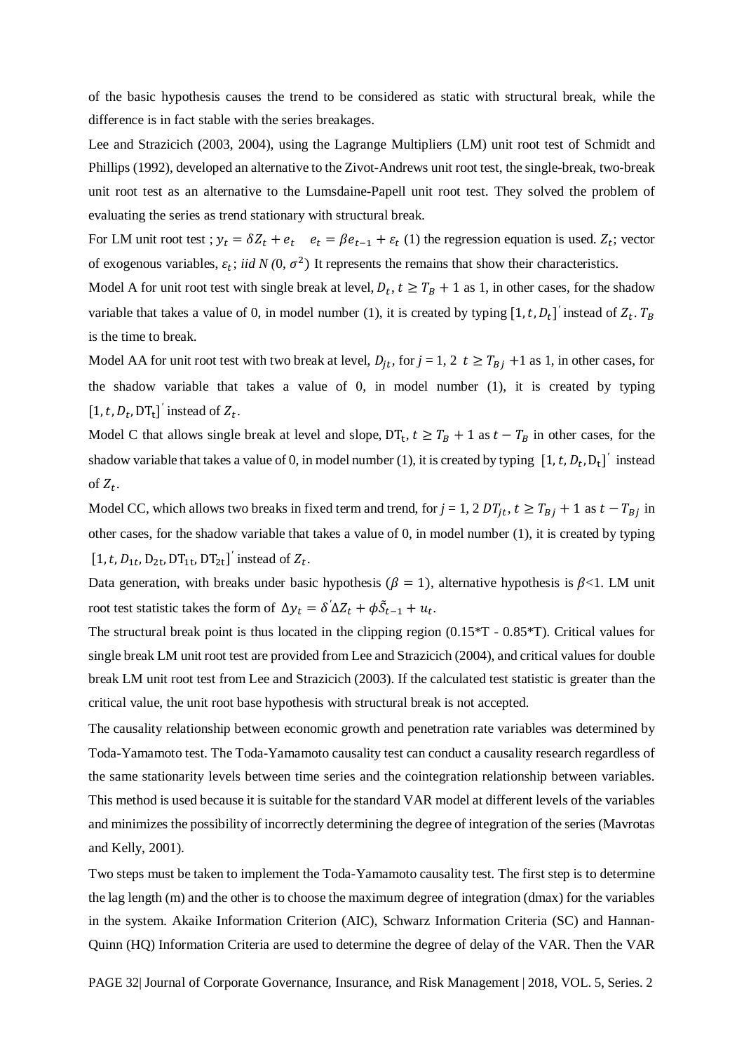of the basic hypothesis causes the trend to be considered as static with structural break, while the difference is in fact stable with the series breakages.

Lee and Strazicich (2003, 2004), using the Lagrange Multipliers (LM) unit root test of Schmidt and Phillips (1992), developed an alternative to the Zivot-Andrews unit root test, the single-break, two-break unit root test as an alternative to the Lumsdaine-Papell unit root test. They solved the problem of evaluating the series as trend stationary with structural break.

For LM unit root test ; $y_t = \delta Z_t + e_t \quad e_t = \beta e_{t-1} + \varepsilon_t$ (1) the regression equation is used. $Z_t$; vector of exogenous variables, $\varepsilon_t$; *iid N* $(0, \sigma^2)$ It represents the remains that show their characteristics.

Model A for unit root test with single break at level, $D_t$, $t \geq T_B + 1$ as 1, in other cases, for the shadow variable that takes a value of 0, in model number (1), it is created by typing $[1, t, D_t]'$ instead of $Z_t$. $T_B$ is the time to break.

Model AA for unit root test with two break at level, $D_{jt}$, for $j$ = 1, 2 $t \geq T_{Bj}$ +1 as 1, in other cases, for the shadow variable that takes a value of 0, in model number (1), it is created by typing $[1, t, D_t, \mathrm{DT_t}]'$ instead of $Z_t$.

Model C that allows single break at level and slope, $\mathrm{DT_t}$, $t \geq T_B + 1$ as $t - T_B$ in other cases, for the shadow variable that takes a value of 0, in model number (1), it is created by typing $[1, t, D_t, \mathrm{D_t}]'$ instead of $Z_t$.

Model CC, which allows two breaks in fixed term and trend, for $j$ = 1, 2 $DT_{jt}$, $t \geq T_{Bj} + 1$ as $t - T_{Bj}$ in other cases, for the shadow variable that takes a value of 0, in model number (1), it is created by typing $[1, t, D_{1t}, \mathrm{D_{2t}}, \mathrm{DT_{1t}}, \mathrm{DT_{2t}}]'$ instead of $Z_t$.

Data generation, with breaks under basic hypothesis ($\beta = 1$), alternative hypothesis is $\beta$<1. LM unit root test statistic takes the form of $\Delta y_t = \delta' \Delta Z_t + \phi \tilde{S}_{t-1} + u_t$.

The structural break point is thus located in the clipping region (0.15*T - 0.85*T). Critical values for single break LM unit root test are provided from Lee and Strazicich (2004), and critical values for double break LM unit root test from Lee and Strazicich (2003). If the calculated test statistic is greater than the critical value, the unit root base hypothesis with structural break is not accepted.

The causality relationship between economic growth and penetration rate variables was determined by Toda-Yamamoto test. The Toda-Yamamoto causality test can conduct a causality research regardless of the same stationarity levels between time series and the cointegration relationship between variables. This method is used because it is suitable for the standard VAR model at different levels of the variables and minimizes the possibility of incorrectly determining the degree of integration of the series (Mavrotas and Kelly, 2001).

Two steps must be taken to implement the Toda-Yamamoto causality test. The first step is to determine the lag length (m) and the other is to choose the maximum degree of integration (dmax) for the variables in the system. Akaike Information Criterion (AIC), Schwarz Information Criteria (SC) and Hannan-Quinn (HQ) Information Criteria are used to determine the degree of delay of the VAR. Then the VAR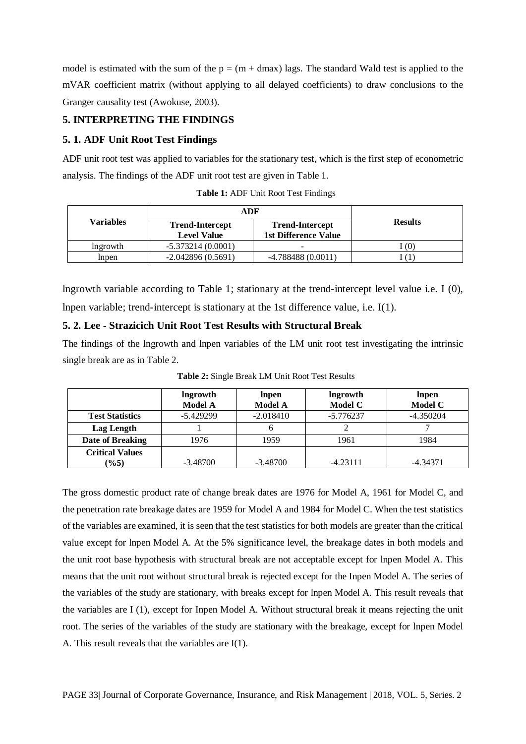model is estimated with the sum of the p = (m + dmax) lags. The standard Wald test is applied to the mVAR coefficient matrix (without applying to all delayed coefficients) to draw conclusions to the Granger causality test (Awokuse, 2003).

## 5. INTERPRETING THE FINDINGS

### 5. 1. ADF Unit Root Test Findings

ADF unit root test was applied to variables for the stationary test, which is the first step of econometric analysis. The findings of the ADF unit root test are given in Table 1.

**Table 1:** ADF Unit Root Test Findings

| Variables | ADF | | Results |
|---|---|---|---|
| | **Trend-Intercept Level Value** | **Trend-Intercept 1st Difference Value** | |
| lngrowth | -5.373214 (0.0001) | - | I (0) |
| lnpen | -2.042896 (0.5691) | -4.788488 (0.0011) | I (1) |

lngrowth variable according to Table 1; stationary at the trend-intercept level value i.e. I (0), lnpen variable; trend-intercept is stationary at the 1st difference value, i.e. I(1).

### 5. 2. Lee - Strazicich Unit Root Test Results with Structural Break

The findings of the lngrowth and lnpen variables of the LM unit root test investigating the intrinsic single break are as in Table 2.

**Table 2:** Single Break LM Unit Root Test Results

| | **lngrowth Model A** | **lnpen Model A** | **lngrowth Model C** | **lnpen Model C** |
|---|---|---|---|---|
| **Test Statistics** | -5.429299 | -2.018410 | -5.776237 | -4.350204 |
| **Lag Length** | 1 | 6 | 2 | 7 |
| **Date of Breaking** | 1976 | 1959 | 1961 | 1984 |
| **Critical Values (%5)** | -3.48700 | -3.48700 | -4.23111 | -4.34371 |

The gross domestic product rate of change break dates are 1976 for Model A, 1961 for Model C, and the penetration rate breakage dates are 1959 for Model A and 1984 for Model C. When the test statistics of the variables are examined, it is seen that the test statistics for both models are greater than the critical value except for lnpen Model A. At the 5% significance level, the breakage dates in both models and the unit root base hypothesis with structural break are not acceptable except for lnpen Model A. This means that the unit root without structural break is rejected except for the Inpen Model A. The series of the variables of the study are stationary, with breaks except for lnpen Model A. This result reveals that the variables are I (1), except for Inpen Model A. Without structural break it means rejecting the unit root. The series of the variables of the study are stationary with the breakage, except for lnpen Model A. This result reveals that the variables are I(1).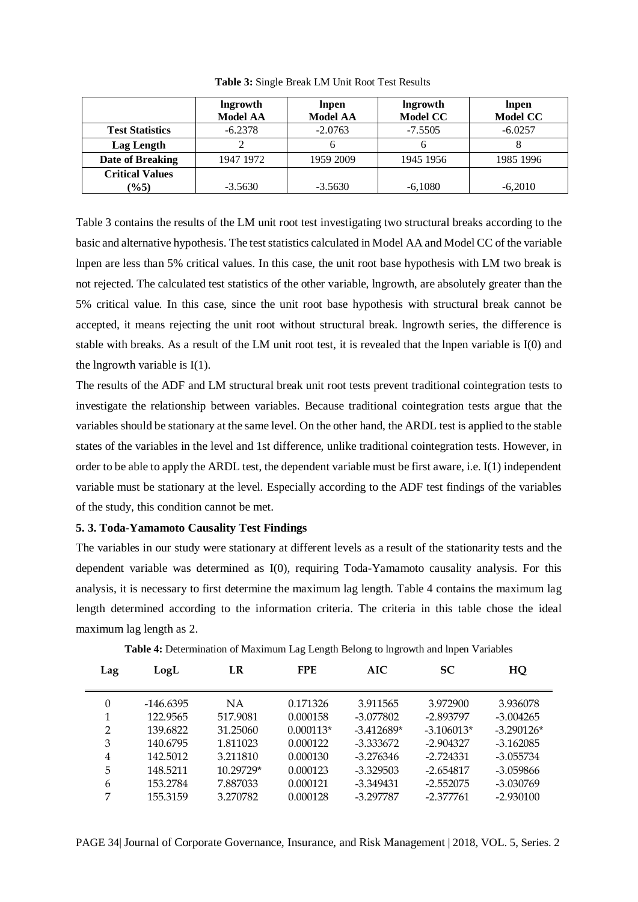**Table 3:** Single Break LM Unit Root Test Results

| | **lngrowth Model AA** | **lnpen Model AA** | **lngrowth Model CC** | **lnpen Model CC** |
|---|---|---|---|---|
| **Test Statistics** | -6.2378 | -2.0763 | -7.5505 | -6.0257 |
| **Lag Length** | 2 | 6 | 6 | 8 |
| **Date of Breaking** | 1947 1972 | 1959 2009 | 1945 1956 | 1985 1996 |
| **Critical Values (%5)** | -3.5630 | -3.5630 | -6,1080 | -6,2010 |

Table 3 contains the results of the LM unit root test investigating two structural breaks according to the basic and alternative hypothesis. The test statistics calculated in Model AA and Model CC of the variable lnpen are less than 5% critical values. In this case, the unit root base hypothesis with LM two break is not rejected. The calculated test statistics of the other variable, lngrowth, are absolutely greater than the 5% critical value. In this case, since the unit root base hypothesis with structural break cannot be accepted, it means rejecting the unit root without structural break. lngrowth series, the difference is stable with breaks. As a result of the LM unit root test, it is revealed that the lnpen variable is I(0) and the lngrowth variable is I(1).

The results of the ADF and LM structural break unit root tests prevent traditional cointegration tests to investigate the relationship between variables. Because traditional cointegration tests argue that the variables should be stationary at the same level. On the other hand, the ARDL test is applied to the stable states of the variables in the level and 1st difference, unlike traditional cointegration tests. However, in order to be able to apply the ARDL test, the dependent variable must be first aware, i.e. I(1) independent variable must be stationary at the level. Especially according to the ADF test findings of the variables of the study, this condition cannot be met.

### 5. 3. Toda-Yamamoto Causality Test Findings

The variables in our study were stationary at different levels as a result of the stationarity tests and the dependent variable was determined as I(0), requiring Toda-Yamamoto causality analysis. For this analysis, it is necessary to first determine the maximum lag length. Table 4 contains the maximum lag length determined according to the information criteria. The criteria in this table chose the ideal maximum lag length as 2.

**Table 4:** Determination of Maximum Lag Length Belong to lngrowth and lnpen Variables

| Lag | LogL | LR | FPE | AIC | SC | HQ |
|---|---|---|---|---|---|---|
| 0 | -146.6395 | NA | 0.171326 | 3.911565 | 3.972900 | 3.936078 |
| 1 | 122.9565 | 517.9081 | 0.000158 | -3.077802 | -2.893797 | -3.004265 |
| 2 | 139.6822 | 31.25060 | 0.000113* | -3.412689* | -3.106013* | -3.290126* |
| 3 | 140.6795 | 1.811023 | 0.000122 | -3.333672 | -2.904327 | -3.162085 |
| 4 | 142.5012 | 3.211810 | 0.000130 | -3.276346 | -2.724331 | -3.055734 |
| 5 | 148.5211 | 10.29729* | 0.000123 | -3.329503 | -2.654817 | -3.059866 |
| 6 | 153.2784 | 7.887033 | 0.000121 | -3.349431 | -2.552075 | -3.030769 |
| 7 | 155.3159 | 3.270782 | 0.000128 | -3.297787 | -2.377761 | -2.930100 |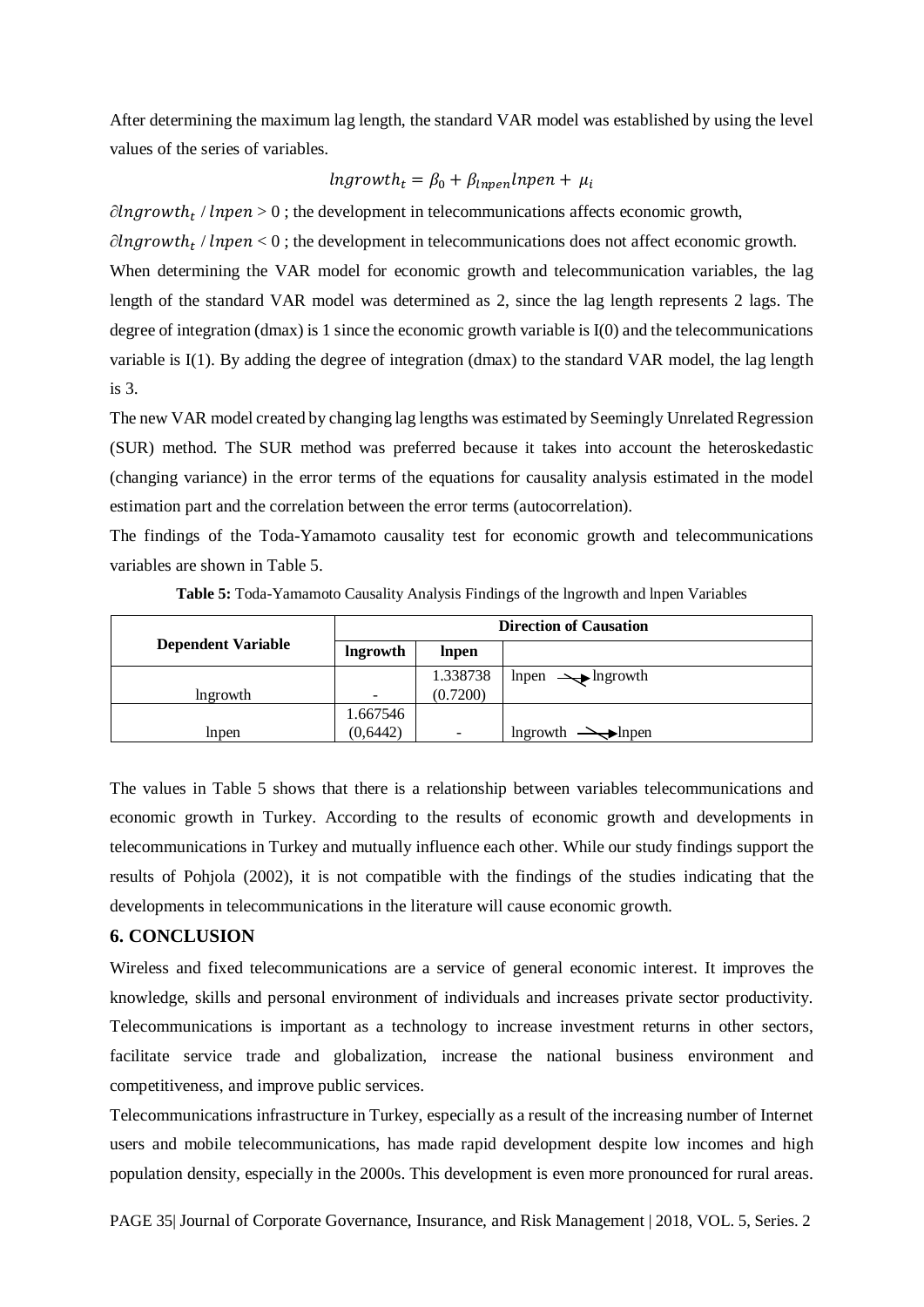After determining the maximum lag length, the standard VAR model was established by using the level values of the series of variables.

$$lngrowth_t = \beta_0 + \beta_{lnpen} lnpen + \mu_i$$

$\partial lngrowth_t$ / $lnpen > 0$ ; the development in telecommunications affects economic growth,

$\partial lngrowth_t$ / $lnpen < 0$ ; the development in telecommunications does not affect economic growth.

When determining the VAR model for economic growth and telecommunication variables, the lag length of the standard VAR model was determined as 2, since the lag length represents 2 lags. The degree of integration (dmax) is 1 since the economic growth variable is I(0) and the telecommunications variable is I(1). By adding the degree of integration (dmax) to the standard VAR model, the lag length is 3.

The new VAR model created by changing lag lengths was estimated by Seemingly Unrelated Regression (SUR) method. The SUR method was preferred because it takes into account the heteroskedastic (changing variance) in the error terms of the equations for causality analysis estimated in the model estimation part and the correlation between the error terms (autocorrelation).

The findings of the Toda-Yamamoto causality test for economic growth and telecommunications variables are shown in Table 5.

**Table 5:** Toda-Yamamoto Causality Analysis Findings of the lngrowth and lnpen Variables

| **Dependent Variable** | **Direction of Causation** | | |
|---|---|---|---|
| | **lngrowth** | **lnpen** | |
| lngrowth | - | 1.338738 (0.7200) | lnpen → lngrowth |
| lnpen | 1.667546 (0,6442) | - | lngrowth → lnpen |

The values in Table 5 shows that there is a relationship between variables telecommunications and economic growth in Turkey. According to the results of economic growth and developments in telecommunications in Turkey and mutually influence each other. While our study findings support the results of Pohjola (2002), it is not compatible with the findings of the studies indicating that the developments in telecommunications in the literature will cause economic growth.

## 6. CONCLUSION

Wireless and fixed telecommunications are a service of general economic interest. It improves the knowledge, skills and personal environment of individuals and increases private sector productivity. Telecommunications is important as a technology to increase investment returns in other sectors, facilitate service trade and globalization, increase the national business environment and competitiveness, and improve public services.

Telecommunications infrastructure in Turkey, especially as a result of the increasing number of Internet users and mobile telecommunications, has made rapid development despite low incomes and high population density, especially in the 2000s. This development is even more pronounced for rural areas.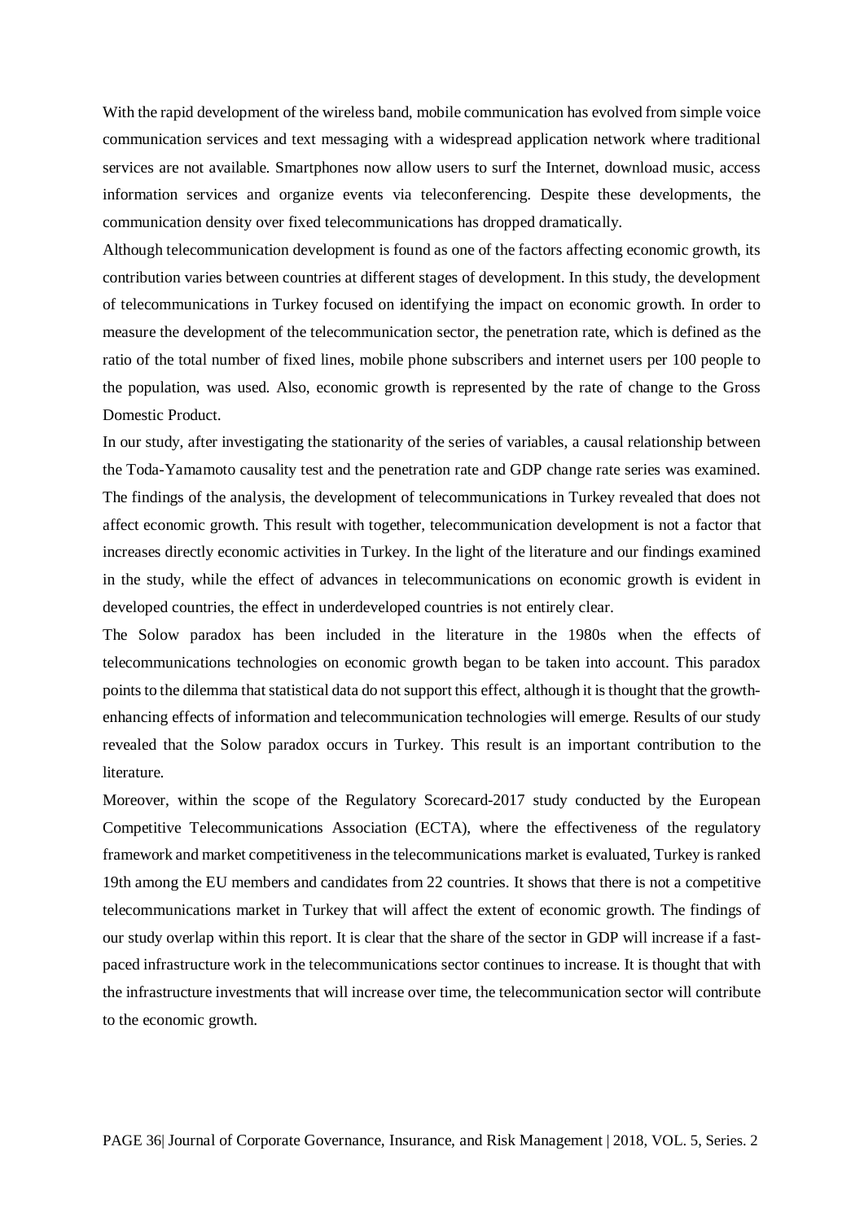With the rapid development of the wireless band, mobile communication has evolved from simple voice communication services and text messaging with a widespread application network where traditional services are not available. Smartphones now allow users to surf the Internet, download music, access information services and organize events via teleconferencing. Despite these developments, the communication density over fixed telecommunications has dropped dramatically.

Although telecommunication development is found as one of the factors affecting economic growth, its contribution varies between countries at different stages of development. In this study, the development of telecommunications in Turkey focused on identifying the impact on economic growth. In order to measure the development of the telecommunication sector, the penetration rate, which is defined as the ratio of the total number of fixed lines, mobile phone subscribers and internet users per 100 people to the population, was used. Also, economic growth is represented by the rate of change to the Gross Domestic Product.

In our study, after investigating the stationarity of the series of variables, a causal relationship between the Toda-Yamamoto causality test and the penetration rate and GDP change rate series was examined. The findings of the analysis, the development of telecommunications in Turkey revealed that does not affect economic growth. This result with together, telecommunication development is not a factor that increases directly economic activities in Turkey. In the light of the literature and our findings examined in the study, while the effect of advances in telecommunications on economic growth is evident in developed countries, the effect in underdeveloped countries is not entirely clear.

The Solow paradox has been included in the literature in the 1980s when the effects of telecommunications technologies on economic growth began to be taken into account. This paradox points to the dilemma that statistical data do not support this effect, although it is thought that the growth-enhancing effects of information and telecommunication technologies will emerge. Results of our study revealed that the Solow paradox occurs in Turkey. This result is an important contribution to the literature.

Moreover, within the scope of the Regulatory Scorecard-2017 study conducted by the European Competitive Telecommunications Association (ECTA), where the effectiveness of the regulatory framework and market competitiveness in the telecommunications market is evaluated, Turkey is ranked 19th among the EU members and candidates from 22 countries. It shows that there is not a competitive telecommunications market in Turkey that will affect the extent of economic growth. The findings of our study overlap within this report. It is clear that the share of the sector in GDP will increase if a fast-paced infrastructure work in the telecommunications sector continues to increase. It is thought that with the infrastructure investments that will increase over time, the telecommunication sector will contribute to the economic growth.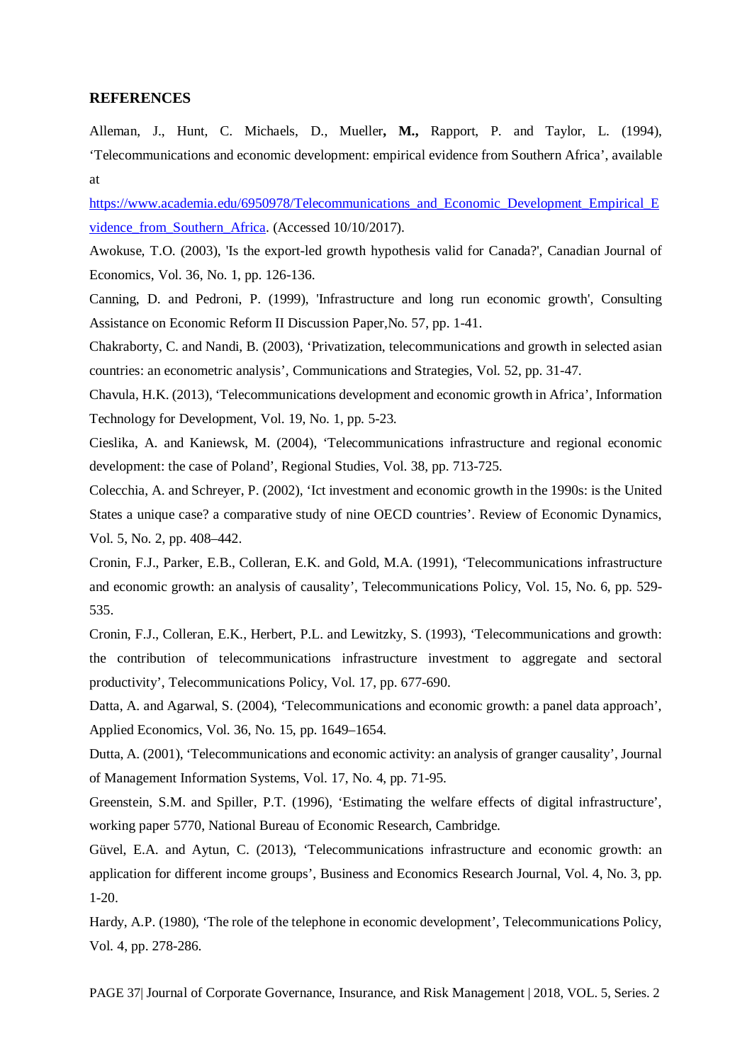## REFERENCES

Alleman, J., Hunt, C. Michaels, D., Mueller**, M.,** Rapport, P. and Taylor, L. (1994), 'Telecommunications and economic development: empirical evidence from Southern Africa', available at [https://www.academia.edu/6950978/Telecommunications_and_Economic_Development_Empirical_Evidence_from_Southern_Africa](https://www.academia.edu/6950978/Telecommunications_and_Economic_Development_Empirical_Evidence_from_Southern_Africa). (Accessed 10/10/2017).

Awokuse, T.O. (2003), 'Is the export-led growth hypothesis valid for Canada?', Canadian Journal of Economics, Vol. 36, No. 1, pp. 126-136.

Canning, D. and Pedroni, P. (1999), 'Infrastructure and long run economic growth', Consulting Assistance on Economic Reform II Discussion Paper,No. 57, pp. 1-41.

Chakraborty, C. and Nandi, B. (2003), 'Privatization, telecommunications and growth in selected asian countries: an econometric analysis', Communications and Strategies, Vol. 52, pp. 31-47.

Chavula, H.K. (2013), 'Telecommunications development and economic growth in Africa', Information Technology for Development, Vol. 19, No. 1, pp. 5-23.

Cieslika, A. and Kaniewsk, M. (2004), 'Telecommunications infrastructure and regional economic development: the case of Poland', Regional Studies, Vol. 38, pp. 713-725.

Colecchia, A. and Schreyer, P. (2002), 'Ict investment and economic growth in the 1990s: is the United States a unique case? a comparative study of nine OECD countries'. Review of Economic Dynamics, Vol. 5, No. 2, pp. 408–442.

Cronin, F.J., Parker, E.B., Colleran, E.K. and Gold, M.A. (1991), 'Telecommunications infrastructure and economic growth: an analysis of causality', Telecommunications Policy, Vol. 15, No. 6, pp. 529-535.

Cronin, F.J., Colleran, E.K., Herbert, P.L. and Lewitzky, S. (1993), 'Telecommunications and growth: the contribution of telecommunications infrastructure investment to aggregate and sectoral productivity', Telecommunications Policy, Vol. 17, pp. 677-690.

Datta, A. and Agarwal, S. (2004), 'Telecommunications and economic growth: a panel data approach', Applied Economics, Vol. 36, No. 15, pp. 1649–1654.

Dutta, A. (2001), 'Telecommunications and economic activity: an analysis of granger causality', Journal of Management Information Systems, Vol. 17, No. 4, pp. 71-95.

Greenstein, S.M. and Spiller, P.T. (1996), 'Estimating the welfare effects of digital infrastructure', working paper 5770, National Bureau of Economic Research, Cambridge.

Güvel, E.A. and Aytun, C. (2013), 'Telecommunications infrastructure and economic growth: an application for different income groups', Business and Economics Research Journal, Vol. 4, No. 3, pp. 1-20.

Hardy, A.P. (1980), 'The role of the telephone in economic development', Telecommunications Policy, Vol. 4, pp. 278-286.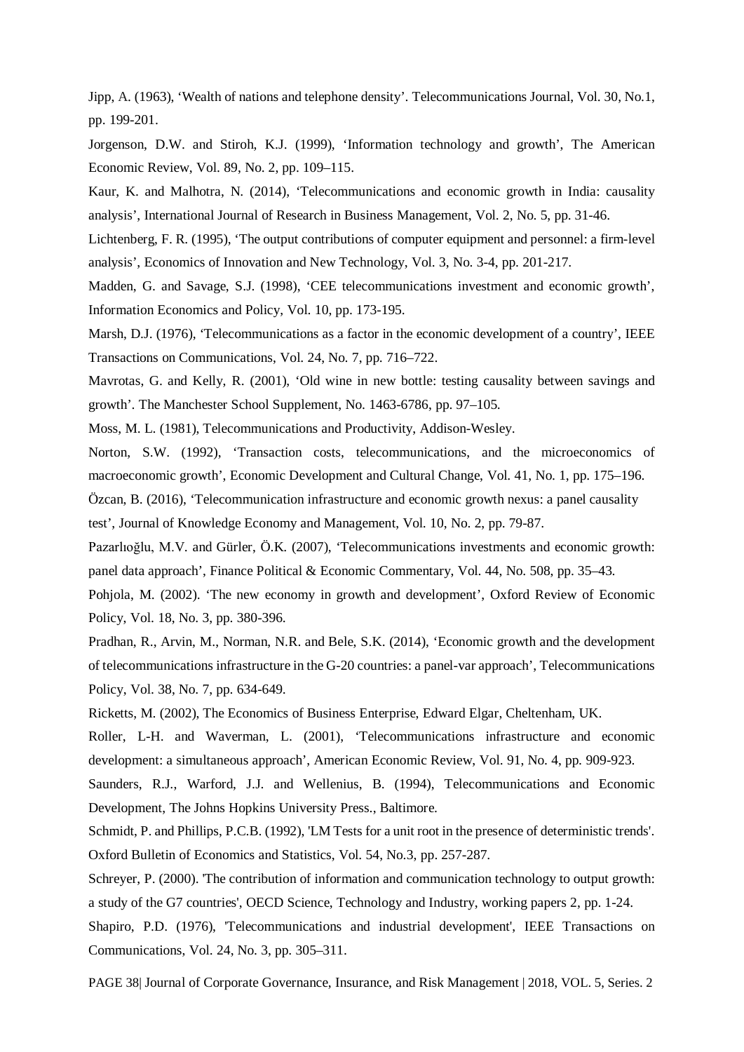Jipp, A. (1963), 'Wealth of nations and telephone density'. Telecommunications Journal, Vol. 30, No.1, pp. 199-201.

Jorgenson, D.W. and Stiroh, K.J. (1999), 'Information technology and growth', The American Economic Review, Vol. 89, No. 2, pp. 109–115.

Kaur, K. and Malhotra, N. (2014), 'Telecommunications and economic growth in India: causality analysis', International Journal of Research in Business Management, Vol. 2, No. 5, pp. 31-46.

Lichtenberg, F. R. (1995), 'The output contributions of computer equipment and personnel: a firm-level analysis', Economics of Innovation and New Technology, Vol. 3, No. 3-4, pp. 201-217.

Madden, G. and Savage, S.J. (1998), 'CEE telecommunications investment and economic growth', Information Economics and Policy, Vol. 10, pp. 173-195.

Marsh, D.J. (1976), 'Telecommunications as a factor in the economic development of a country', IEEE Transactions on Communications, Vol. 24, No. 7, pp. 716–722.

Mavrotas, G. and Kelly, R. (2001), 'Old wine in new bottle: testing causality between savings and growth'. The Manchester School Supplement, No. 1463-6786, pp. 97–105.

Moss, M. L. (1981), Telecommunications and Productivity, Addison-Wesley.

Norton, S.W. (1992), 'Transaction costs, telecommunications, and the microeconomics of macroeconomic growth', Economic Development and Cultural Change, Vol. 41, No. 1, pp. 175–196.

Özcan, B. (2016), 'Telecommunication infrastructure and economic growth nexus: a panel causality test', Journal of Knowledge Economy and Management, Vol. 10, No. 2, pp. 79-87.

Pazarlıoğlu, M.V. and Gürler, Ö.K. (2007), 'Telecommunications investments and economic growth: panel data approach', Finance Political & Economic Commentary, Vol. 44, No. 508, pp. 35–43.

Pohjola, M. (2002). 'The new economy in growth and development', Oxford Review of Economic Policy, Vol. 18, No. 3, pp. 380-396.

Pradhan, R., Arvin, M., Norman, N.R. and Bele, S.K. (2014), 'Economic growth and the development of telecommunications infrastructure in the G-20 countries: a panel-var approach', Telecommunications Policy, Vol. 38, No. 7, pp. 634-649.

Ricketts, M. (2002), The Economics of Business Enterprise, Edward Elgar, Cheltenham, UK.

Roller, L-H. and Waverman, L. (2001), 'Telecommunications infrastructure and economic development: a simultaneous approach', American Economic Review, Vol. 91, No. 4, pp. 909-923.

Saunders, R.J., Warford, J.J. and Wellenius, B. (1994), Telecommunications and Economic Development, The Johns Hopkins University Press., Baltimore.

Schmidt, P. and Phillips, P.C.B. (1992), 'LM Tests for a unit root in the presence of deterministic trends'. Oxford Bulletin of Economics and Statistics, Vol. 54, No.3, pp. 257-287.

Schreyer, P. (2000). 'The contribution of information and communication technology to output growth: a study of the G7 countries', OECD Science, Technology and Industry, working papers 2, pp. 1-24.

Shapiro, P.D. (1976), 'Telecommunications and industrial development', IEEE Transactions on Communications, Vol. 24, No. 3, pp. 305–311.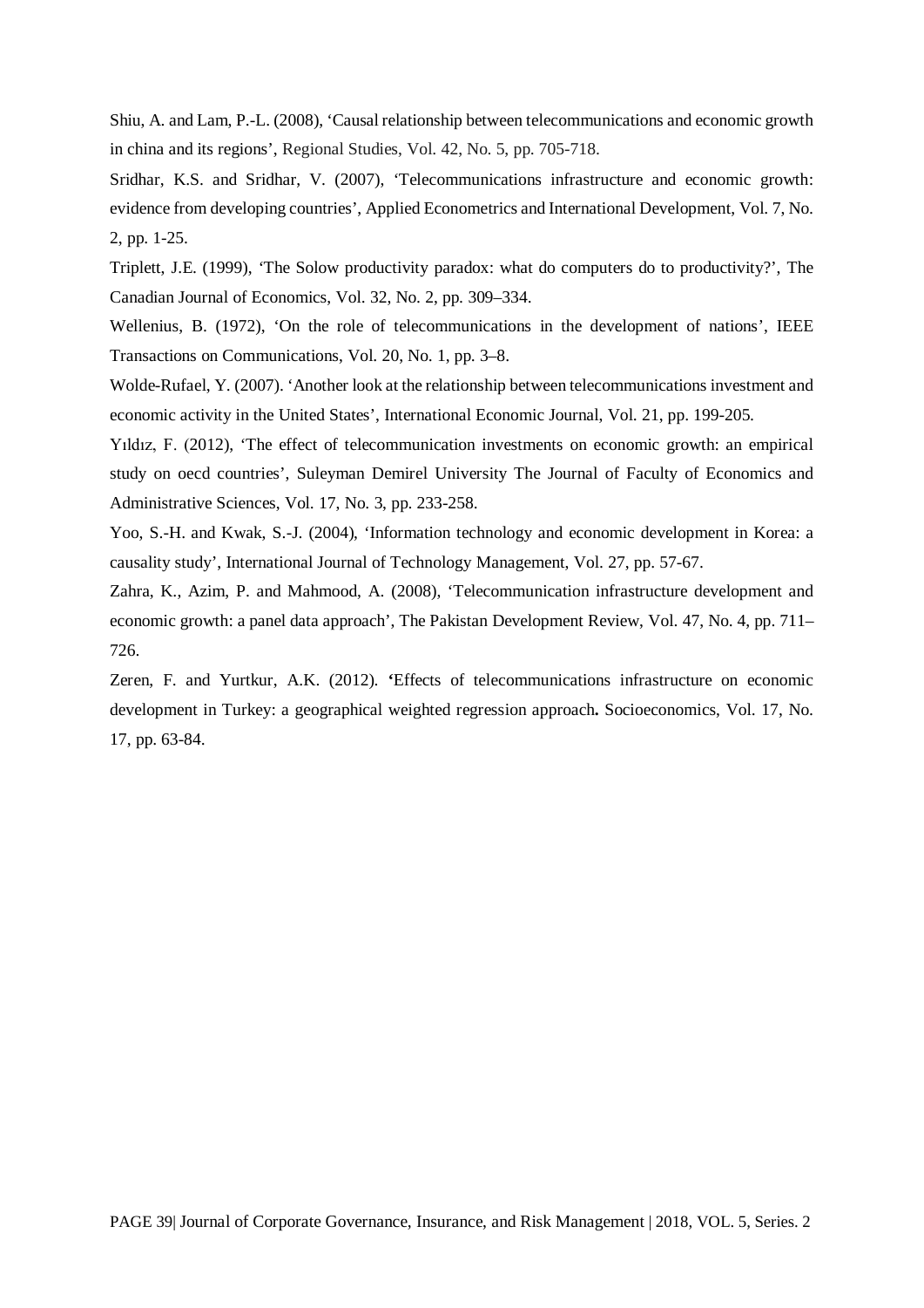Shiu, A. and Lam, P.-L. (2008), 'Causal relationship between telecommunications and economic growth in china and its regions', Regional Studies, Vol. 42, No. 5, pp. 705-718.

Sridhar, K.S. and Sridhar, V. (2007), 'Telecommunications infrastructure and economic growth: evidence from developing countries', Applied Econometrics and International Development, Vol. 7, No. 2, pp. 1-25.

Triplett, J.E. (1999), 'The Solow productivity paradox: what do computers do to productivity?', The Canadian Journal of Economics, Vol. 32, No. 2, pp. 309–334.

Wellenius, B. (1972), 'On the role of telecommunications in the development of nations', IEEE Transactions on Communications, Vol. 20, No. 1, pp. 3–8.

Wolde-Rufael, Y. (2007). 'Another look at the relationship between telecommunications investment and economic activity in the United States', International Economic Journal, Vol. 21, pp. 199-205.

Yıldız, F. (2012), 'The effect of telecommunication investments on economic growth: an empirical study on oecd countries', Suleyman Demirel University The Journal of Faculty of Economics and Administrative Sciences, Vol. 17, No. 3, pp. 233-258.

Yoo, S.-H. and Kwak, S.-J. (2004), 'Information technology and economic development in Korea: a causality study', International Journal of Technology Management, Vol. 27, pp. 57-67.

Zahra, K., Azim, P. and Mahmood, A. (2008), 'Telecommunication infrastructure development and economic growth: a panel data approach', The Pakistan Development Review, Vol. 47, No. 4, pp. 711–726.

Zeren, F. and Yurtkur, A.K. (2012). **'**Effects of telecommunications infrastructure on economic development in Turkey: a geographical weighted regression approach**.** Socioeconomics, Vol. 17, No. 17, pp. 63-84.